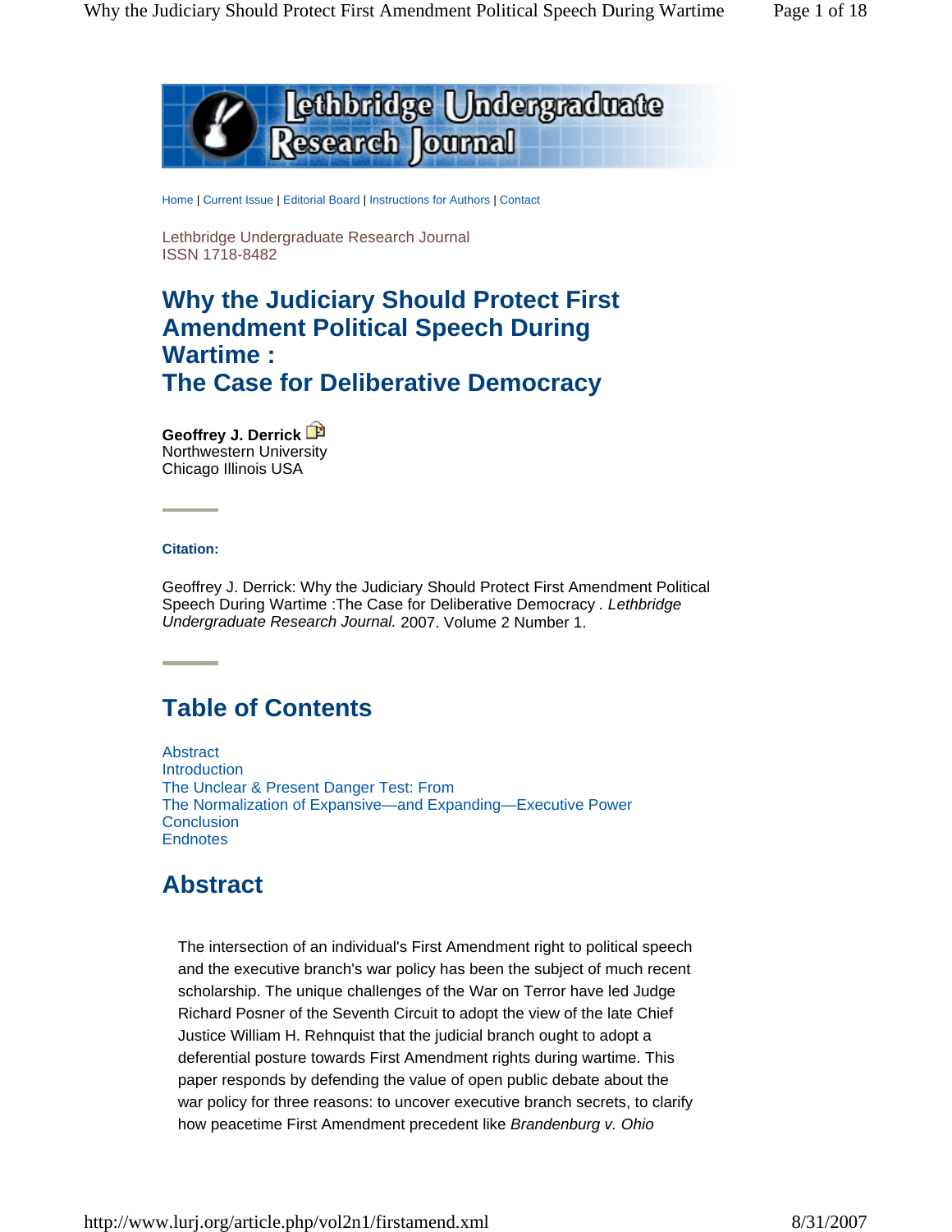Home | Current Issue | Editorial Board | Instructions for Authors | Contact

Lethbridge Undergraduate Research Journal
ISSN 1718-8482

# Why the Judiciary Should Protect First Amendment Political Speech During Wartime : The Case for Deliberative Democracy

**Geoffrey J. Derrick**
Northwestern University
Chicago Illinois USA

**Citation:**

Geoffrey J. Derrick: Why the Judiciary Should Protect First Amendment Political Speech During Wartime :The Case for Deliberative Democracy . *Lethbridge Undergraduate Research Journal.* 2007. Volume 2 Number 1.

## Table of Contents

- Abstract
- Introduction
- The Unclear & Present Danger Test: From
- The Normalization of Expansive—and Expanding—Executive Power
- Conclusion
- Endnotes

## Abstract

The intersection of an individual's First Amendment right to political speech and the executive branch's war policy has been the subject of much recent scholarship. The unique challenges of the War on Terror have led Judge Richard Posner of the Seventh Circuit to adopt the view of the late Chief Justice William H. Rehnquist that the judicial branch ought to adopt a deferential posture towards First Amendment rights during wartime. This paper responds by defending the value of open public debate about the war policy for three reasons: to uncover executive branch secrets, to clarify how peacetime First Amendment precedent like *Brandenburg v. Ohio*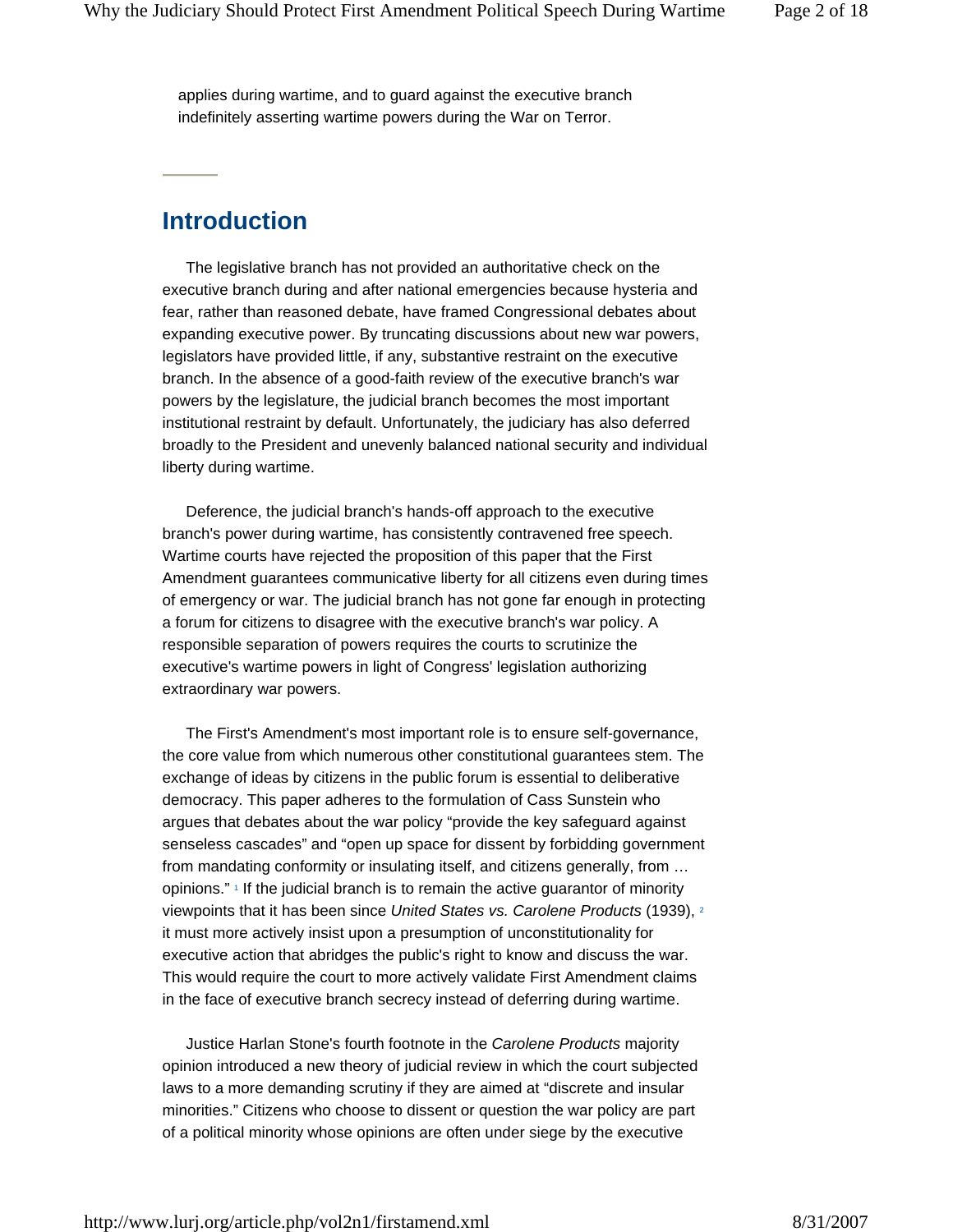applies during wartime, and to guard against the executive branch indefinitely asserting wartime powers during the War on Terror.

## Introduction

The legislative branch has not provided an authoritative check on the executive branch during and after national emergencies because hysteria and fear, rather than reasoned debate, have framed Congressional debates about expanding executive power. By truncating discussions about new war powers, legislators have provided little, if any, substantive restraint on the executive branch. In the absence of a good-faith review of the executive branch's war powers by the legislature, the judicial branch becomes the most important institutional restraint by default. Unfortunately, the judiciary has also deferred broadly to the President and unevenly balanced national security and individual liberty during wartime.

Deference, the judicial branch's hands-off approach to the executive branch's power during wartime, has consistently contravened free speech. Wartime courts have rejected the proposition of this paper that the First Amendment guarantees communicative liberty for all citizens even during times of emergency or war. The judicial branch has not gone far enough in protecting a forum for citizens to disagree with the executive branch's war policy. A responsible separation of powers requires the courts to scrutinize the executive's wartime powers in light of Congress' legislation authorizing extraordinary war powers.

The First's Amendment's most important role is to ensure self-governance, the core value from which numerous other constitutional guarantees stem. The exchange of ideas by citizens in the public forum is essential to deliberative democracy. This paper adheres to the formulation of Cass Sunstein who argues that debates about the war policy "provide the key safeguard against senseless cascades" and "open up space for dissent by forbidding government from mandating conformity or insulating itself, and citizens generally, from … opinions." [1] If the judicial branch is to remain the active guarantor of minority viewpoints that it has been since *United States vs. Carolene Products* (1939), [2] it must more actively insist upon a presumption of unconstitutionality for executive action that abridges the public's right to know and discuss the war. This would require the court to more actively validate First Amendment claims in the face of executive branch secrecy instead of deferring during wartime.

Justice Harlan Stone's fourth footnote in the *Carolene Products* majority opinion introduced a new theory of judicial review in which the court subjected laws to a more demanding scrutiny if they are aimed at "discrete and insular minorities." Citizens who choose to dissent or question the war policy are part of a political minority whose opinions are often under siege by the executive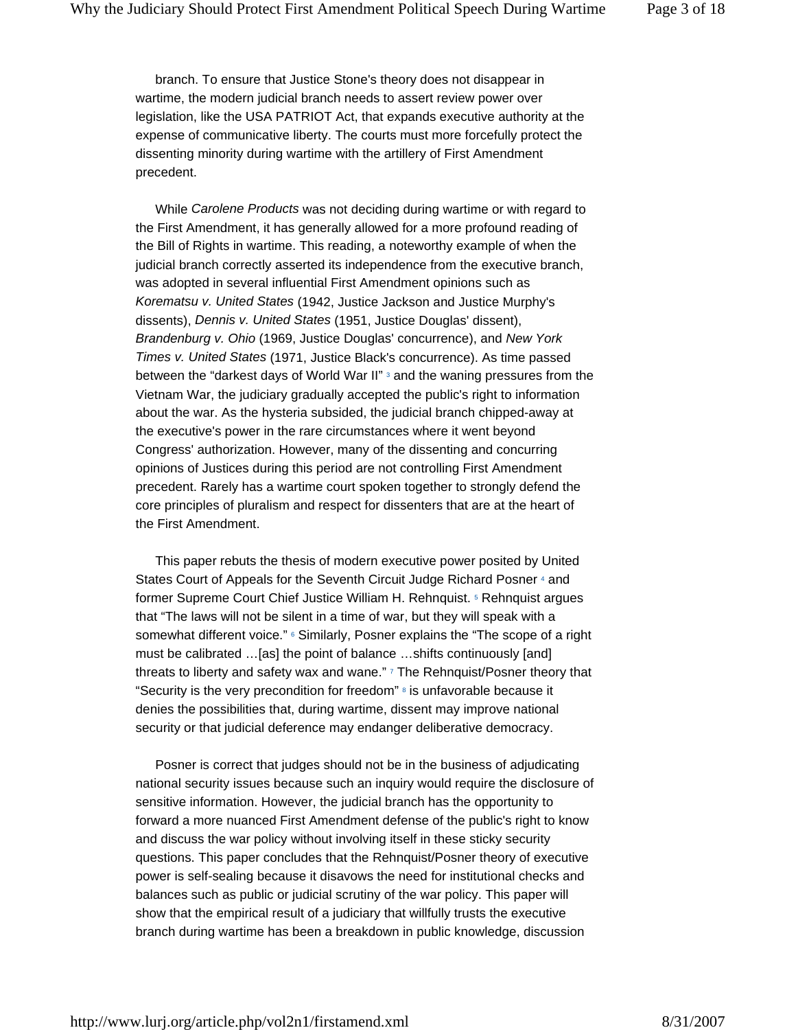branch. To ensure that Justice Stone's theory does not disappear in wartime, the modern judicial branch needs to assert review power over legislation, like the USA PATRIOT Act, that expands executive authority at the expense of communicative liberty. The courts must more forcefully protect the dissenting minority during wartime with the artillery of First Amendment precedent.

While *Carolene Products* was not deciding during wartime or with regard to the First Amendment, it has generally allowed for a more profound reading of the Bill of Rights in wartime. This reading, a noteworthy example of when the judicial branch correctly asserted its independence from the executive branch, was adopted in several influential First Amendment opinions such as *Korematsu v. United States* (1942, Justice Jackson and Justice Murphy's dissents), *Dennis v. United States* (1951, Justice Douglas' dissent), *Brandenburg v. Ohio* (1969, Justice Douglas' concurrence), and *New York Times v. United States* (1971, Justice Black's concurrence). As time passed between the "darkest days of World War II" [3] and the waning pressures from the Vietnam War, the judiciary gradually accepted the public's right to information about the war. As the hysteria subsided, the judicial branch chipped-away at the executive's power in the rare circumstances where it went beyond Congress' authorization. However, many of the dissenting and concurring opinions of Justices during this period are not controlling First Amendment precedent. Rarely has a wartime court spoken together to strongly defend the core principles of pluralism and respect for dissenters that are at the heart of the First Amendment.

This paper rebuts the thesis of modern executive power posited by United States Court of Appeals for the Seventh Circuit Judge Richard Posner [4] and former Supreme Court Chief Justice William H. Rehnquist. [5] Rehnquist argues that "The laws will not be silent in a time of war, but they will speak with a somewhat different voice." [6] Similarly, Posner explains the "The scope of a right must be calibrated …[as] the point of balance …shifts continuously [and] threats to liberty and safety wax and wane." [7] The Rehnquist/Posner theory that "Security is the very precondition for freedom" [8] is unfavorable because it denies the possibilities that, during wartime, dissent may improve national security or that judicial deference may endanger deliberative democracy.

Posner is correct that judges should not be in the business of adjudicating national security issues because such an inquiry would require the disclosure of sensitive information. However, the judicial branch has the opportunity to forward a more nuanced First Amendment defense of the public's right to know and discuss the war policy without involving itself in these sticky security questions. This paper concludes that the Rehnquist/Posner theory of executive power is self-sealing because it disavows the need for institutional checks and balances such as public or judicial scrutiny of the war policy. This paper will show that the empirical result of a judiciary that willfully trusts the executive branch during wartime has been a breakdown in public knowledge, discussion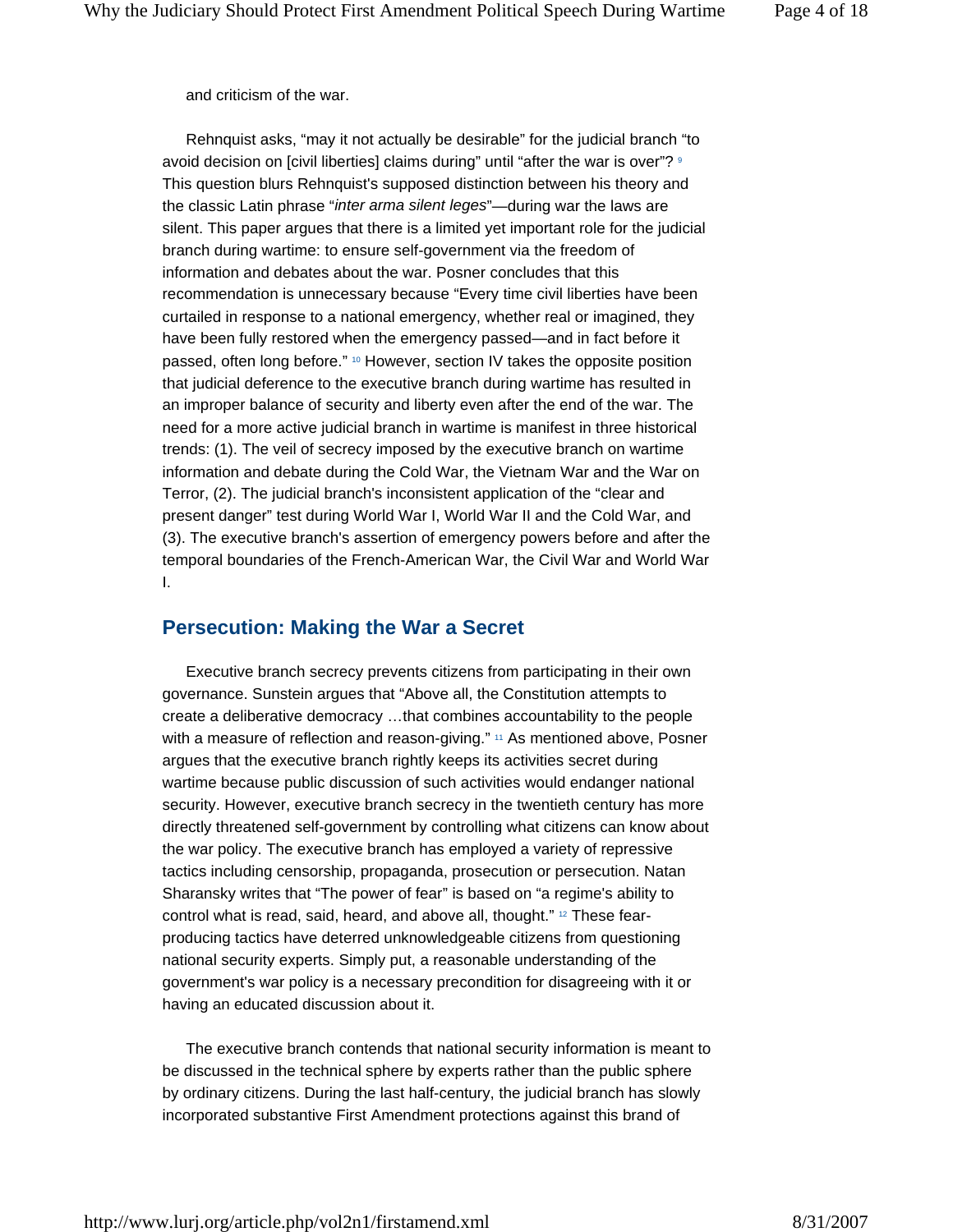and criticism of the war.

Rehnquist asks, “may it not actually be desirable” for the judicial branch “to avoid decision on [civil liberties] claims during” until “after the war is over”? [9] This question blurs Rehnquist's supposed distinction between his theory and the classic Latin phrase “*inter arma silent leges*”—during war the laws are silent. This paper argues that there is a limited yet important role for the judicial branch during wartime: to ensure self-government via the freedom of information and debates about the war. Posner concludes that this recommendation is unnecessary because “Every time civil liberties have been curtailed in response to a national emergency, whether real or imagined, they have been fully restored when the emergency passed—and in fact before it passed, often long before.” [10] However, section IV takes the opposite position that judicial deference to the executive branch during wartime has resulted in an improper balance of security and liberty even after the end of the war. The need for a more active judicial branch in wartime is manifest in three historical trends: (1). The veil of secrecy imposed by the executive branch on wartime information and debate during the Cold War, the Vietnam War and the War on Terror, (2). The judicial branch's inconsistent application of the “clear and present danger” test during World War I, World War II and the Cold War, and (3). The executive branch's assertion of emergency powers before and after the temporal boundaries of the French-American War, the Civil War and World War I.

## Persecution: Making the War a Secret

Executive branch secrecy prevents citizens from participating in their own governance. Sunstein argues that “Above all, the Constitution attempts to create a deliberative democracy …that combines accountability to the people with a measure of reflection and reason-giving.” [11] As mentioned above, Posner argues that the executive branch rightly keeps its activities secret during wartime because public discussion of such activities would endanger national security. However, executive branch secrecy in the twentieth century has more directly threatened self-government by controlling what citizens can know about the war policy. The executive branch has employed a variety of repressive tactics including censorship, propaganda, prosecution or persecution. Natan Sharansky writes that “The power of fear” is based on “a regime's ability to control what is read, said, heard, and above all, thought.” [12] These fear-producing tactics have deterred unknowledgeable citizens from questioning national security experts. Simply put, a reasonable understanding of the government's war policy is a necessary precondition for disagreeing with it or having an educated discussion about it.

The executive branch contends that national security information is meant to be discussed in the technical sphere by experts rather than the public sphere by ordinary citizens. During the last half-century, the judicial branch has slowly incorporated substantive First Amendment protections against this brand of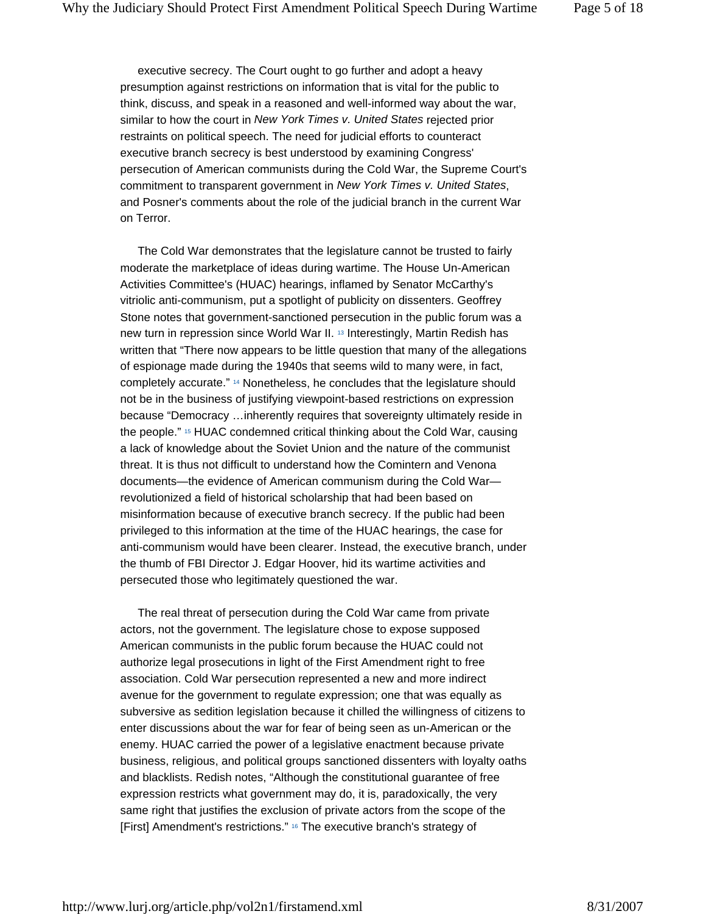executive secrecy. The Court ought to go further and adopt a heavy presumption against restrictions on information that is vital for the public to think, discuss, and speak in a reasoned and well-informed way about the war, similar to how the court in *New York Times v. United States* rejected prior restraints on political speech. The need for judicial efforts to counteract executive branch secrecy is best understood by examining Congress' persecution of American communists during the Cold War, the Supreme Court's commitment to transparent government in *New York Times v. United States*, and Posner's comments about the role of the judicial branch in the current War on Terror.

The Cold War demonstrates that the legislature cannot be trusted to fairly moderate the marketplace of ideas during wartime. The House Un-American Activities Committee's (HUAC) hearings, inflamed by Senator McCarthy's vitriolic anti-communism, put a spotlight of publicity on dissenters. Geoffrey Stone notes that government-sanctioned persecution in the public forum was a new turn in repression since World War II. [13] Interestingly, Martin Redish has written that "There now appears to be little question that many of the allegations of espionage made during the 1940s that seems wild to many were, in fact, completely accurate." [14] Nonetheless, he concludes that the legislature should not be in the business of justifying viewpoint-based restrictions on expression because "Democracy …inherently requires that sovereignty ultimately reside in the people." [15] HUAC condemned critical thinking about the Cold War, causing a lack of knowledge about the Soviet Union and the nature of the communist threat. It is thus not difficult to understand how the Comintern and Venona documents—the evidence of American communism during the Cold War—revolutionized a field of historical scholarship that had been based on misinformation because of executive branch secrecy. If the public had been privileged to this information at the time of the HUAC hearings, the case for anti-communism would have been clearer. Instead, the executive branch, under the thumb of FBI Director J. Edgar Hoover, hid its wartime activities and persecuted those who legitimately questioned the war.

The real threat of persecution during the Cold War came from private actors, not the government. The legislature chose to expose supposed American communists in the public forum because the HUAC could not authorize legal prosecutions in light of the First Amendment right to free association. Cold War persecution represented a new and more indirect avenue for the government to regulate expression; one that was equally as subversive as sedition legislation because it chilled the willingness of citizens to enter discussions about the war for fear of being seen as un-American or the enemy. HUAC carried the power of a legislative enactment because private business, religious, and political groups sanctioned dissenters with loyalty oaths and blacklists. Redish notes, "Although the constitutional guarantee of free expression restricts what government may do, it is, paradoxically, the very same right that justifies the exclusion of private actors from the scope of the [First] Amendment's restrictions." [16] The executive branch's strategy of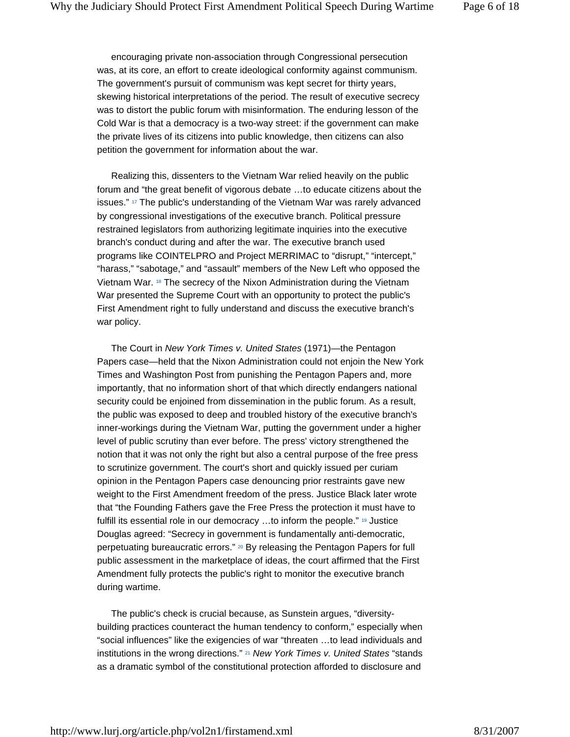encouraging private non-association through Congressional persecution was, at its core, an effort to create ideological conformity against communism. The government's pursuit of communism was kept secret for thirty years, skewing historical interpretations of the period. The result of executive secrecy was to distort the public forum with misinformation. The enduring lesson of the Cold War is that a democracy is a two-way street: if the government can make the private lives of its citizens into public knowledge, then citizens can also petition the government for information about the war.

Realizing this, dissenters to the Vietnam War relied heavily on the public forum and "the great benefit of vigorous debate …to educate citizens about the issues." [17] The public's understanding of the Vietnam War was rarely advanced by congressional investigations of the executive branch. Political pressure restrained legislators from authorizing legitimate inquiries into the executive branch's conduct during and after the war. The executive branch used programs like COINTELPRO and Project MERRIMAC to "disrupt," "intercept," "harass," "sabotage," and "assault" members of the New Left who opposed the Vietnam War. [18] The secrecy of the Nixon Administration during the Vietnam War presented the Supreme Court with an opportunity to protect the public's First Amendment right to fully understand and discuss the executive branch's war policy.

The Court in *New York Times v. United States* (1971)—the Pentagon Papers case—held that the Nixon Administration could not enjoin the New York Times and Washington Post from punishing the Pentagon Papers and, more importantly, that no information short of that which directly endangers national security could be enjoined from dissemination in the public forum. As a result, the public was exposed to deep and troubled history of the executive branch's inner-workings during the Vietnam War, putting the government under a higher level of public scrutiny than ever before. The press' victory strengthened the notion that it was not only the right but also a central purpose of the free press to scrutinize government. The court's short and quickly issued per curiam opinion in the Pentagon Papers case denouncing prior restraints gave new weight to the First Amendment freedom of the press. Justice Black later wrote that "the Founding Fathers gave the Free Press the protection it must have to fulfill its essential role in our democracy …to inform the people." [19] Justice Douglas agreed: "Secrecy in government is fundamentally anti-democratic, perpetuating bureaucratic errors." [20] By releasing the Pentagon Papers for full public assessment in the marketplace of ideas, the court affirmed that the First Amendment fully protects the public's right to monitor the executive branch during wartime.

The public's check is crucial because, as Sunstein argues, "diversity-building practices counteract the human tendency to conform," especially when "social influences" like the exigencies of war "threaten …to lead individuals and institutions in the wrong directions." [21] *New York Times v. United States* "stands as a dramatic symbol of the constitutional protection afforded to disclosure and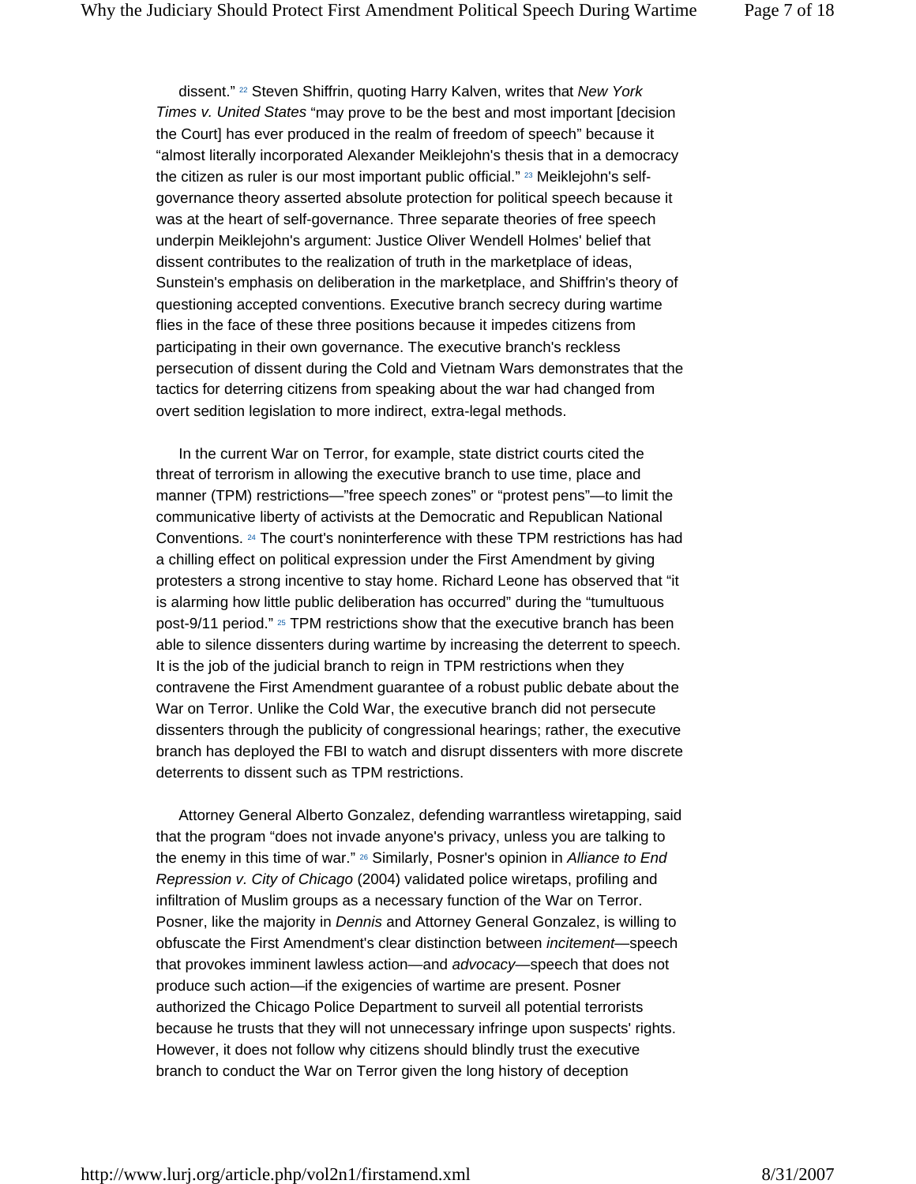dissent." [22] Steven Shiffrin, quoting Harry Kalven, writes that *New York Times v. United States* "may prove to be the best and most important [decision the Court] has ever produced in the realm of freedom of speech" because it "almost literally incorporated Alexander Meiklejohn's thesis that in a democracy the citizen as ruler is our most important public official." [23] Meiklejohn's self-governance theory asserted absolute protection for political speech because it was at the heart of self-governance. Three separate theories of free speech underpin Meiklejohn's argument: Justice Oliver Wendell Holmes' belief that dissent contributes to the realization of truth in the marketplace of ideas, Sunstein's emphasis on deliberation in the marketplace, and Shiffrin's theory of questioning accepted conventions. Executive branch secrecy during wartime flies in the face of these three positions because it impedes citizens from participating in their own governance. The executive branch's reckless persecution of dissent during the Cold and Vietnam Wars demonstrates that the tactics for deterring citizens from speaking about the war had changed from overt sedition legislation to more indirect, extra-legal methods.

In the current War on Terror, for example, state district courts cited the threat of terrorism in allowing the executive branch to use time, place and manner (TPM) restrictions—"free speech zones" or "protest pens"—to limit the communicative liberty of activists at the Democratic and Republican National Conventions. [24] The court's noninterference with these TPM restrictions has had a chilling effect on political expression under the First Amendment by giving protesters a strong incentive to stay home. Richard Leone has observed that "it is alarming how little public deliberation has occurred" during the "tumultuous post-9/11 period." [25] TPM restrictions show that the executive branch has been able to silence dissenters during wartime by increasing the deterrent to speech. It is the job of the judicial branch to reign in TPM restrictions when they contravene the First Amendment guarantee of a robust public debate about the War on Terror. Unlike the Cold War, the executive branch did not persecute dissenters through the publicity of congressional hearings; rather, the executive branch has deployed the FBI to watch and disrupt dissenters with more discrete deterrents to dissent such as TPM restrictions.

Attorney General Alberto Gonzalez, defending warrantless wiretapping, said that the program "does not invade anyone's privacy, unless you are talking to the enemy in this time of war." [26] Similarly, Posner's opinion in *Alliance to End Repression v. City of Chicago* (2004) validated police wiretaps, profiling and infiltration of Muslim groups as a necessary function of the War on Terror. Posner, like the majority in *Dennis* and Attorney General Gonzalez, is willing to obfuscate the First Amendment's clear distinction between *incitement*—speech that provokes imminent lawless action—and *advocacy*—speech that does not produce such action—if the exigencies of wartime are present. Posner authorized the Chicago Police Department to surveil all potential terrorists because he trusts that they will not unnecessary infringe upon suspects' rights. However, it does not follow why citizens should blindly trust the executive branch to conduct the War on Terror given the long history of deception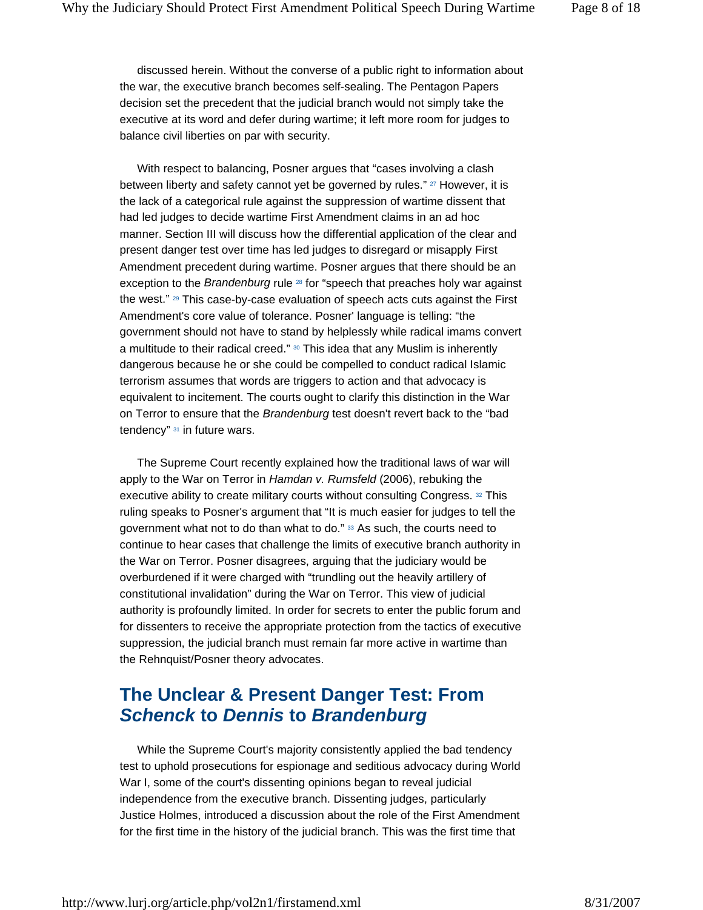discussed herein. Without the converse of a public right to information about the war, the executive branch becomes self-sealing. The Pentagon Papers decision set the precedent that the judicial branch would not simply take the executive at its word and defer during wartime; it left more room for judges to balance civil liberties on par with security.

With respect to balancing, Posner argues that "cases involving a clash between liberty and safety cannot yet be governed by rules." [27] However, it is the lack of a categorical rule against the suppression of wartime dissent that had led judges to decide wartime First Amendment claims in an ad hoc manner. Section III will discuss how the differential application of the clear and present danger test over time has led judges to disregard or misapply First Amendment precedent during wartime. Posner argues that there should be an exception to the *Brandenburg* rule [28] for "speech that preaches holy war against the west." [29] This case-by-case evaluation of speech acts cuts against the First Amendment's core value of tolerance. Posner' language is telling: "the government should not have to stand by helplessly while radical imams convert a multitude to their radical creed." [30] This idea that any Muslim is inherently dangerous because he or she could be compelled to conduct radical Islamic terrorism assumes that words are triggers to action and that advocacy is equivalent to incitement. The courts ought to clarify this distinction in the War on Terror to ensure that the *Brandenburg* test doesn't revert back to the "bad tendency" [31] in future wars.

The Supreme Court recently explained how the traditional laws of war will apply to the War on Terror in *Hamdan v. Rumsfeld* (2006), rebuking the executive ability to create military courts without consulting Congress. [32] This ruling speaks to Posner's argument that "It is much easier for judges to tell the government what not to do than what to do." [33] As such, the courts need to continue to hear cases that challenge the limits of executive branch authority in the War on Terror. Posner disagrees, arguing that the judiciary would be overburdened if it were charged with "trundling out the heavily artillery of constitutional invalidation" during the War on Terror. This view of judicial authority is profoundly limited. In order for secrets to enter the public forum and for dissenters to receive the appropriate protection from the tactics of executive suppression, the judicial branch must remain far more active in wartime than the Rehnquist/Posner theory advocates.

## The Unclear & Present Danger Test: From *Schenck* to *Dennis* to *Brandenburg*

While the Supreme Court's majority consistently applied the bad tendency test to uphold prosecutions for espionage and seditious advocacy during World War I, some of the court's dissenting opinions began to reveal judicial independence from the executive branch. Dissenting judges, particularly Justice Holmes, introduced a discussion about the role of the First Amendment for the first time in the history of the judicial branch. This was the first time that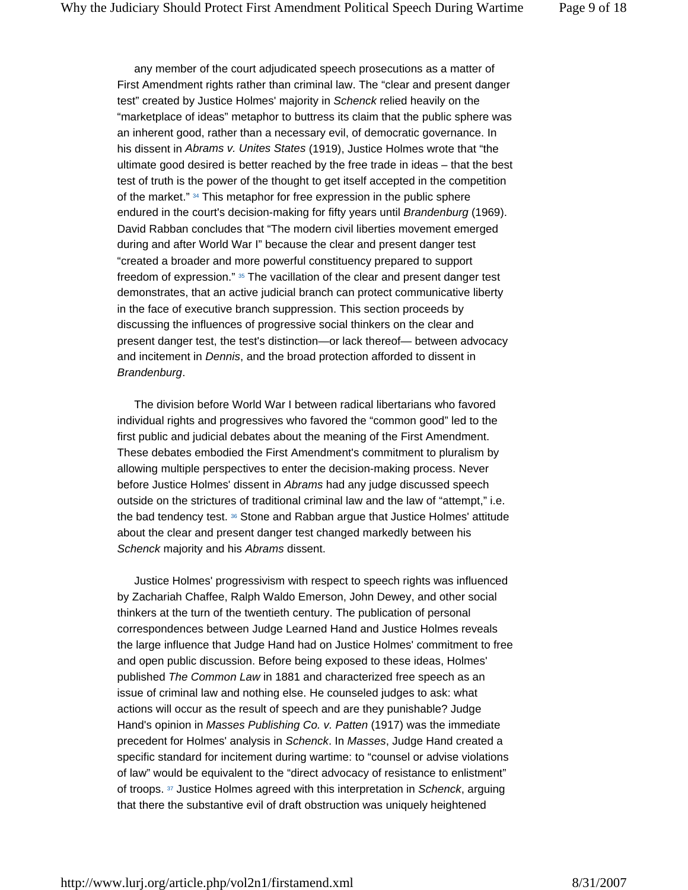any member of the court adjudicated speech prosecutions as a matter of First Amendment rights rather than criminal law. The "clear and present danger test" created by Justice Holmes' majority in *Schenck* relied heavily on the "marketplace of ideas" metaphor to buttress its claim that the public sphere was an inherent good, rather than a necessary evil, of democratic governance. In his dissent in *Abrams v. Unites States* (1919), Justice Holmes wrote that "the ultimate good desired is better reached by the free trade in ideas – that the best test of truth is the power of the thought to get itself accepted in the competition of the market." [34] This metaphor for free expression in the public sphere endured in the court's decision-making for fifty years until *Brandenburg* (1969). David Rabban concludes that "The modern civil liberties movement emerged during and after World War I" because the clear and present danger test "created a broader and more powerful constituency prepared to support freedom of expression." [35] The vacillation of the clear and present danger test demonstrates, that an active judicial branch can protect communicative liberty in the face of executive branch suppression. This section proceeds by discussing the influences of progressive social thinkers on the clear and present danger test, the test's distinction—or lack thereof— between advocacy and incitement in *Dennis*, and the broad protection afforded to dissent in *Brandenburg*.

The division before World War I between radical libertarians who favored individual rights and progressives who favored the "common good" led to the first public and judicial debates about the meaning of the First Amendment. These debates embodied the First Amendment's commitment to pluralism by allowing multiple perspectives to enter the decision-making process. Never before Justice Holmes' dissent in *Abrams* had any judge discussed speech outside on the strictures of traditional criminal law and the law of "attempt," i.e. the bad tendency test. [36] Stone and Rabban argue that Justice Holmes' attitude about the clear and present danger test changed markedly between his *Schenck* majority and his *Abrams* dissent.

Justice Holmes' progressivism with respect to speech rights was influenced by Zachariah Chaffee, Ralph Waldo Emerson, John Dewey, and other social thinkers at the turn of the twentieth century. The publication of personal correspondences between Judge Learned Hand and Justice Holmes reveals the large influence that Judge Hand had on Justice Holmes' commitment to free and open public discussion. Before being exposed to these ideas, Holmes' published *The Common Law* in 1881 and characterized free speech as an issue of criminal law and nothing else. He counseled judges to ask: what actions will occur as the result of speech and are they punishable? Judge Hand's opinion in *Masses Publishing Co. v. Patten* (1917) was the immediate precedent for Holmes' analysis in *Schenck*. In *Masses*, Judge Hand created a specific standard for incitement during wartime: to "counsel or advise violations of law" would be equivalent to the "direct advocacy of resistance to enlistment" of troops. [37] Justice Holmes agreed with this interpretation in *Schenck*, arguing that there the substantive evil of draft obstruction was uniquely heightened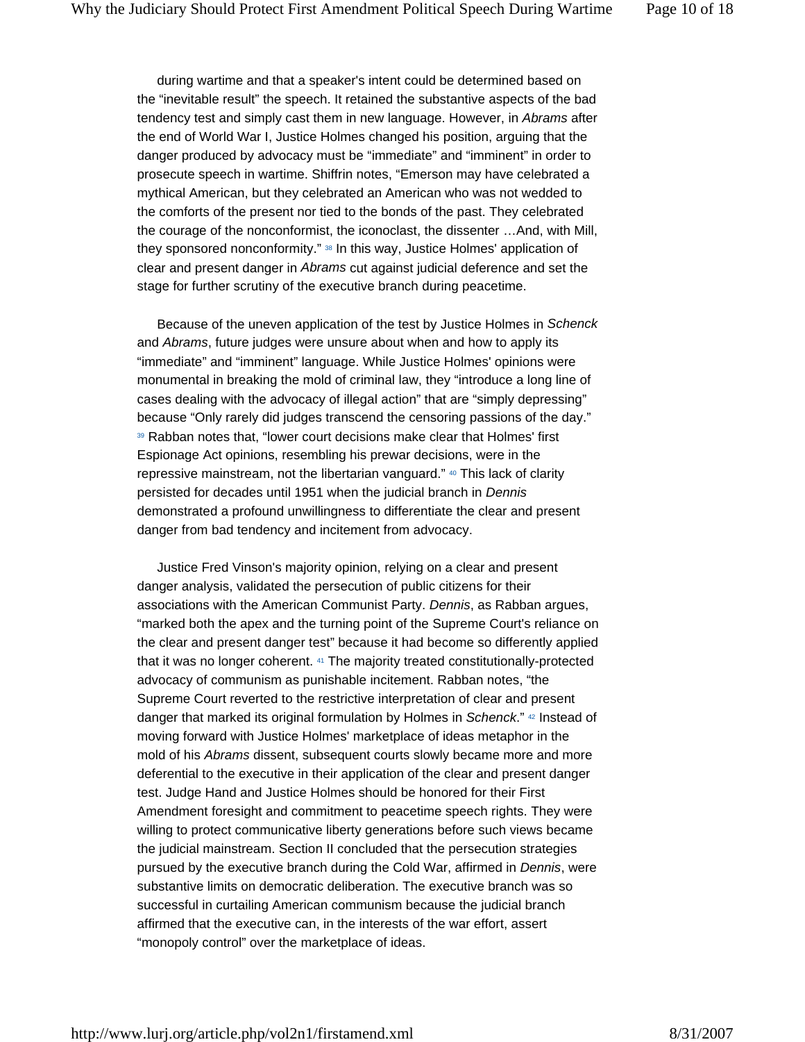during wartime and that a speaker's intent could be determined based on the "inevitable result" the speech. It retained the substantive aspects of the bad tendency test and simply cast them in new language. However, in *Abrams* after the end of World War I, Justice Holmes changed his position, arguing that the danger produced by advocacy must be "immediate" and "imminent" in order to prosecute speech in wartime. Shiffrin notes, "Emerson may have celebrated a mythical American, but they celebrated an American who was not wedded to the comforts of the present nor tied to the bonds of the past. They celebrated the courage of the nonconformist, the iconoclast, the dissenter …And, with Mill, they sponsored nonconformity." [38] In this way, Justice Holmes' application of clear and present danger in *Abrams* cut against judicial deference and set the stage for further scrutiny of the executive branch during peacetime.

Because of the uneven application of the test by Justice Holmes in *Schenck* and *Abrams*, future judges were unsure about when and how to apply its "immediate" and "imminent" language. While Justice Holmes' opinions were monumental in breaking the mold of criminal law, they "introduce a long line of cases dealing with the advocacy of illegal action" that are "simply depressing" because "Only rarely did judges transcend the censoring passions of the day." [39] Rabban notes that, "lower court decisions make clear that Holmes' first Espionage Act opinions, resembling his prewar decisions, were in the repressive mainstream, not the libertarian vanguard." [40] This lack of clarity persisted for decades until 1951 when the judicial branch in *Dennis* demonstrated a profound unwillingness to differentiate the clear and present danger from bad tendency and incitement from advocacy.

Justice Fred Vinson's majority opinion, relying on a clear and present danger analysis, validated the persecution of public citizens for their associations with the American Communist Party. *Dennis*, as Rabban argues, "marked both the apex and the turning point of the Supreme Court's reliance on the clear and present danger test" because it had become so differently applied that it was no longer coherent. [41] The majority treated constitutionally-protected advocacy of communism as punishable incitement. Rabban notes, "the Supreme Court reverted to the restrictive interpretation of clear and present danger that marked its original formulation by Holmes in *Schenck*." [42] Instead of moving forward with Justice Holmes' marketplace of ideas metaphor in the mold of his *Abrams* dissent, subsequent courts slowly became more and more deferential to the executive in their application of the clear and present danger test. Judge Hand and Justice Holmes should be honored for their First Amendment foresight and commitment to peacetime speech rights. They were willing to protect communicative liberty generations before such views became the judicial mainstream. Section II concluded that the persecution strategies pursued by the executive branch during the Cold War, affirmed in *Dennis*, were substantive limits on democratic deliberation. The executive branch was so successful in curtailing American communism because the judicial branch affirmed that the executive can, in the interests of the war effort, assert "monopoly control" over the marketplace of ideas.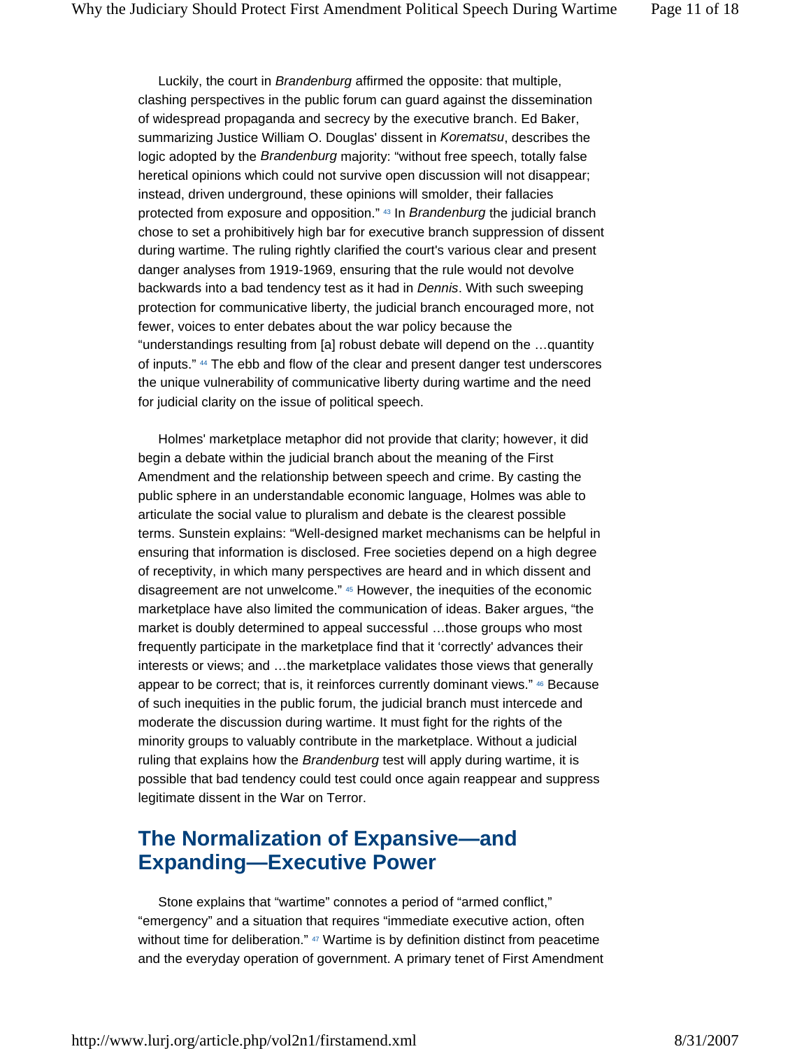Luckily, the court in *Brandenburg* affirmed the opposite: that multiple, clashing perspectives in the public forum can guard against the dissemination of widespread propaganda and secrecy by the executive branch. Ed Baker, summarizing Justice William O. Douglas' dissent in *Korematsu*, describes the logic adopted by the *Brandenburg* majority: "without free speech, totally false heretical opinions which could not survive open discussion will not disappear; instead, driven underground, these opinions will smolder, their fallacies protected from exposure and opposition." [43] In *Brandenburg* the judicial branch chose to set a prohibitively high bar for executive branch suppression of dissent during wartime. The ruling rightly clarified the court's various clear and present danger analyses from 1919-1969, ensuring that the rule would not devolve backwards into a bad tendency test as it had in *Dennis*. With such sweeping protection for communicative liberty, the judicial branch encouraged more, not fewer, voices to enter debates about the war policy because the "understandings resulting from [a] robust debate will depend on the …quantity of inputs." [44] The ebb and flow of the clear and present danger test underscores the unique vulnerability of communicative liberty during wartime and the need for judicial clarity on the issue of political speech.

Holmes' marketplace metaphor did not provide that clarity; however, it did begin a debate within the judicial branch about the meaning of the First Amendment and the relationship between speech and crime. By casting the public sphere in an understandable economic language, Holmes was able to articulate the social value to pluralism and debate is the clearest possible terms. Sunstein explains: "Well-designed market mechanisms can be helpful in ensuring that information is disclosed. Free societies depend on a high degree of receptivity, in which many perspectives are heard and in which dissent and disagreement are not unwelcome." [45] However, the inequities of the economic marketplace have also limited the communication of ideas. Baker argues, "the market is doubly determined to appeal successful …those groups who most frequently participate in the marketplace find that it 'correctly' advances their interests or views; and …the marketplace validates those views that generally appear to be correct; that is, it reinforces currently dominant views." [46] Because of such inequities in the public forum, the judicial branch must intercede and moderate the discussion during wartime. It must fight for the rights of the minority groups to valuably contribute in the marketplace. Without a judicial ruling that explains how the *Brandenburg* test will apply during wartime, it is possible that bad tendency could test could once again reappear and suppress legitimate dissent in the War on Terror.

## The Normalization of Expansive—and Expanding—Executive Power

Stone explains that "wartime" connotes a period of "armed conflict," "emergency" and a situation that requires "immediate executive action, often without time for deliberation." [47] Wartime is by definition distinct from peacetime and the everyday operation of government. A primary tenet of First Amendment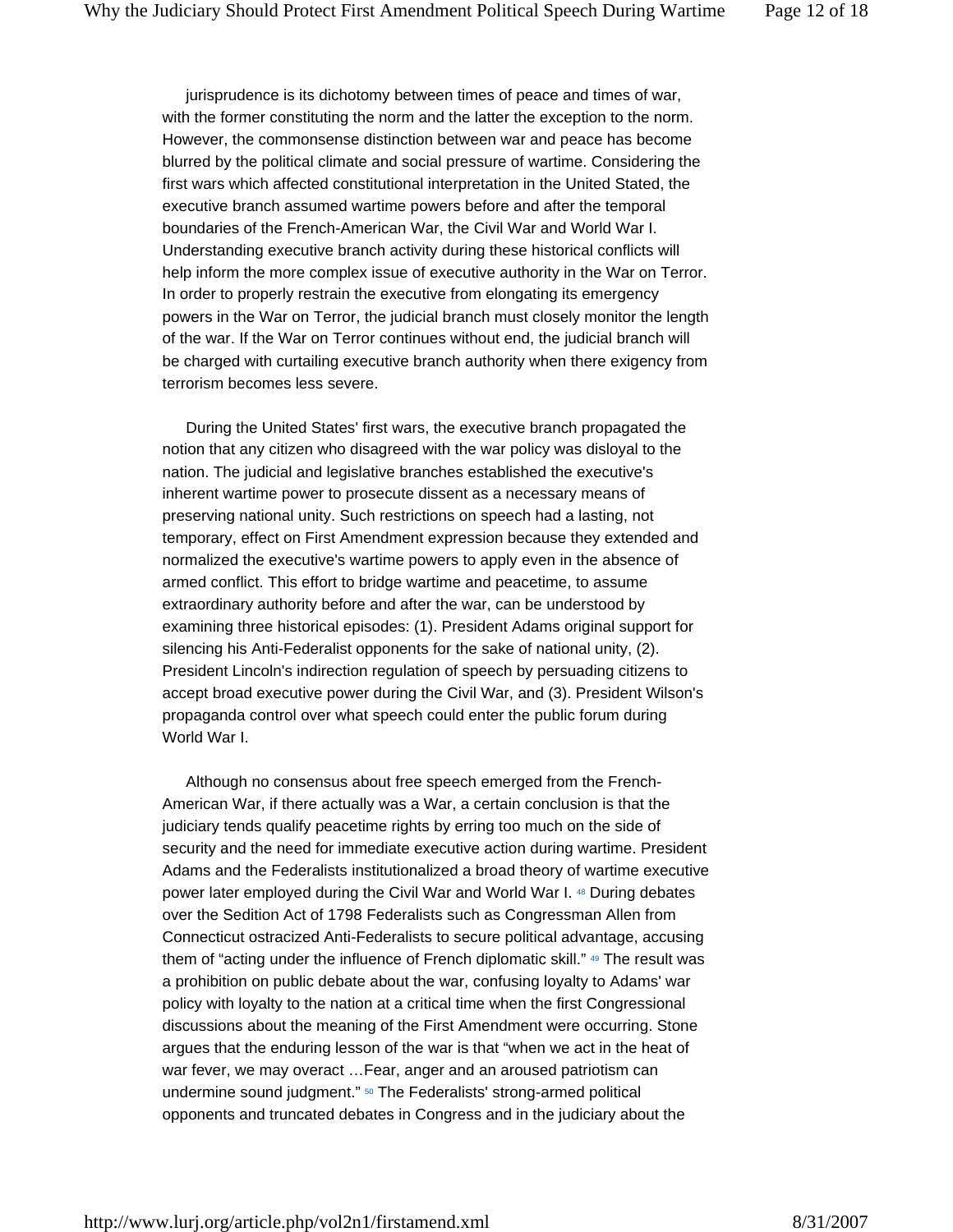jurisprudence is its dichotomy between times of peace and times of war, with the former constituting the norm and the latter the exception to the norm. However, the commonsense distinction between war and peace has become blurred by the political climate and social pressure of wartime. Considering the first wars which affected constitutional interpretation in the United Stated, the executive branch assumed wartime powers before and after the temporal boundaries of the French-American War, the Civil War and World War I. Understanding executive branch activity during these historical conflicts will help inform the more complex issue of executive authority in the War on Terror. In order to properly restrain the executive from elongating its emergency powers in the War on Terror, the judicial branch must closely monitor the length of the war. If the War on Terror continues without end, the judicial branch will be charged with curtailing executive branch authority when there exigency from terrorism becomes less severe.

During the United States' first wars, the executive branch propagated the notion that any citizen who disagreed with the war policy was disloyal to the nation. The judicial and legislative branches established the executive's inherent wartime power to prosecute dissent as a necessary means of preserving national unity. Such restrictions on speech had a lasting, not temporary, effect on First Amendment expression because they extended and normalized the executive's wartime powers to apply even in the absence of armed conflict. This effort to bridge wartime and peacetime, to assume extraordinary authority before and after the war, can be understood by examining three historical episodes: (1). President Adams original support for silencing his Anti-Federalist opponents for the sake of national unity, (2). President Lincoln's indirection regulation of speech by persuading citizens to accept broad executive power during the Civil War, and (3). President Wilson's propaganda control over what speech could enter the public forum during World War I.

Although no consensus about free speech emerged from the French-American War, if there actually was a War, a certain conclusion is that the judiciary tends qualify peacetime rights by erring too much on the side of security and the need for immediate executive action during wartime. President Adams and the Federalists institutionalized a broad theory of wartime executive power later employed during the Civil War and World War I. [48] During debates over the Sedition Act of 1798 Federalists such as Congressman Allen from Connecticut ostracized Anti-Federalists to secure political advantage, accusing them of "acting under the influence of French diplomatic skill." [49] The result was a prohibition on public debate about the war, confusing loyalty to Adams' war policy with loyalty to the nation at a critical time when the first Congressional discussions about the meaning of the First Amendment were occurring. Stone argues that the enduring lesson of the war is that "when we act in the heat of war fever, we may overact …Fear, anger and an aroused patriotism can undermine sound judgment." [50] The Federalists' strong-armed political opponents and truncated debates in Congress and in the judiciary about the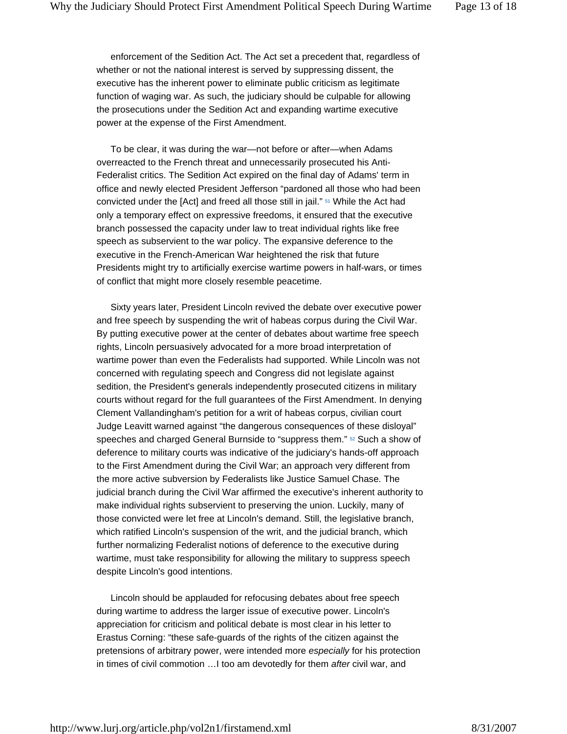enforcement of the Sedition Act. The Act set a precedent that, regardless of whether or not the national interest is served by suppressing dissent, the executive has the inherent power to eliminate public criticism as legitimate function of waging war. As such, the judiciary should be culpable for allowing the prosecutions under the Sedition Act and expanding wartime executive power at the expense of the First Amendment.

To be clear, it was during the war—not before or after—when Adams overreacted to the French threat and unnecessarily prosecuted his Anti-Federalist critics. The Sedition Act expired on the final day of Adams' term in office and newly elected President Jefferson "pardoned all those who had been convicted under the [Act] and freed all those still in jail." [51] While the Act had only a temporary effect on expressive freedoms, it ensured that the executive branch possessed the capacity under law to treat individual rights like free speech as subservient to the war policy. The expansive deference to the executive in the French-American War heightened the risk that future Presidents might try to artificially exercise wartime powers in half-wars, or times of conflict that might more closely resemble peacetime.

Sixty years later, President Lincoln revived the debate over executive power and free speech by suspending the writ of habeas corpus during the Civil War. By putting executive power at the center of debates about wartime free speech rights, Lincoln persuasively advocated for a more broad interpretation of wartime power than even the Federalists had supported. While Lincoln was not concerned with regulating speech and Congress did not legislate against sedition, the President's generals independently prosecuted citizens in military courts without regard for the full guarantees of the First Amendment. In denying Clement Vallandingham's petition for a writ of habeas corpus, civilian court Judge Leavitt warned against "the dangerous consequences of these disloyal" speeches and charged General Burnside to "suppress them." [52] Such a show of deference to military courts was indicative of the judiciary's hands-off approach to the First Amendment during the Civil War; an approach very different from the more active subversion by Federalists like Justice Samuel Chase. The judicial branch during the Civil War affirmed the executive's inherent authority to make individual rights subservient to preserving the union. Luckily, many of those convicted were let free at Lincoln's demand. Still, the legislative branch, which ratified Lincoln's suspension of the writ, and the judicial branch, which further normalizing Federalist notions of deference to the executive during wartime, must take responsibility for allowing the military to suppress speech despite Lincoln's good intentions.

Lincoln should be applauded for refocusing debates about free speech during wartime to address the larger issue of executive power. Lincoln's appreciation for criticism and political debate is most clear in his letter to Erastus Corning: "these safe-guards of the rights of the citizen against the pretensions of arbitrary power, were intended more *especially* for his protection in times of civil commotion …I too am devotedly for them *after* civil war, and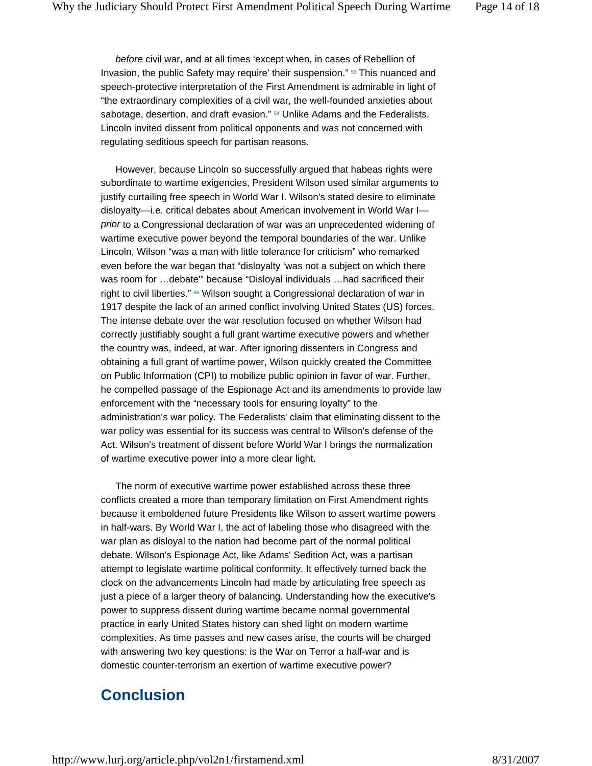*before* civil war, and at all times 'except when, in cases of Rebellion of Invasion, the public Safety may require' their suspension." [53] This nuanced and speech-protective interpretation of the First Amendment is admirable in light of "the extraordinary complexities of a civil war, the well-founded anxieties about sabotage, desertion, and draft evasion." [54] Unlike Adams and the Federalists, Lincoln invited dissent from political opponents and was not concerned with regulating seditious speech for partisan reasons.

However, because Lincoln so successfully argued that habeas rights were subordinate to wartime exigencies, President Wilson used similar arguments to justify curtailing free speech in World War I. Wilson's stated desire to eliminate disloyalty—i.e. critical debates about American involvement in World War I—*prior* to a Congressional declaration of war was an unprecedented widening of wartime executive power beyond the temporal boundaries of the war. Unlike Lincoln, Wilson "was a man with little tolerance for criticism" who remarked even before the war began that "disloyalty 'was not a subject on which there was room for …debate'" because "Disloyal individuals …had sacrificed their right to civil liberties." [55] Wilson sought a Congressional declaration of war in 1917 despite the lack of an armed conflict involving United States (US) forces. The intense debate over the war resolution focused on whether Wilson had correctly justifiably sought a full grant wartime executive powers and whether the country was, indeed, at war. After ignoring dissenters in Congress and obtaining a full grant of wartime power, Wilson quickly created the Committee on Public Information (CPI) to mobilize public opinion in favor of war. Further, he compelled passage of the Espionage Act and its amendments to provide law enforcement with the "necessary tools for ensuring loyalty" to the administration's war policy. The Federalists' claim that eliminating dissent to the war policy was essential for its success was central to Wilson's defense of the Act. Wilson's treatment of dissent before World War I brings the normalization of wartime executive power into a more clear light.

The norm of executive wartime power established across these three conflicts created a more than temporary limitation on First Amendment rights because it emboldened future Presidents like Wilson to assert wartime powers in half-wars. By World War I, the act of labeling those who disagreed with the war plan as disloyal to the nation had become part of the normal political debate. Wilson's Espionage Act, like Adams' Sedition Act, was a partisan attempt to legislate wartime political conformity. It effectively turned back the clock on the advancements Lincoln had made by articulating free speech as just a piece of a larger theory of balancing. Understanding how the executive's power to suppress dissent during wartime became normal governmental practice in early United States history can shed light on modern wartime complexities. As time passes and new cases arise, the courts will be charged with answering two key questions: is the War on Terror a half-war and is domestic counter-terrorism an exertion of wartime executive power?

## Conclusion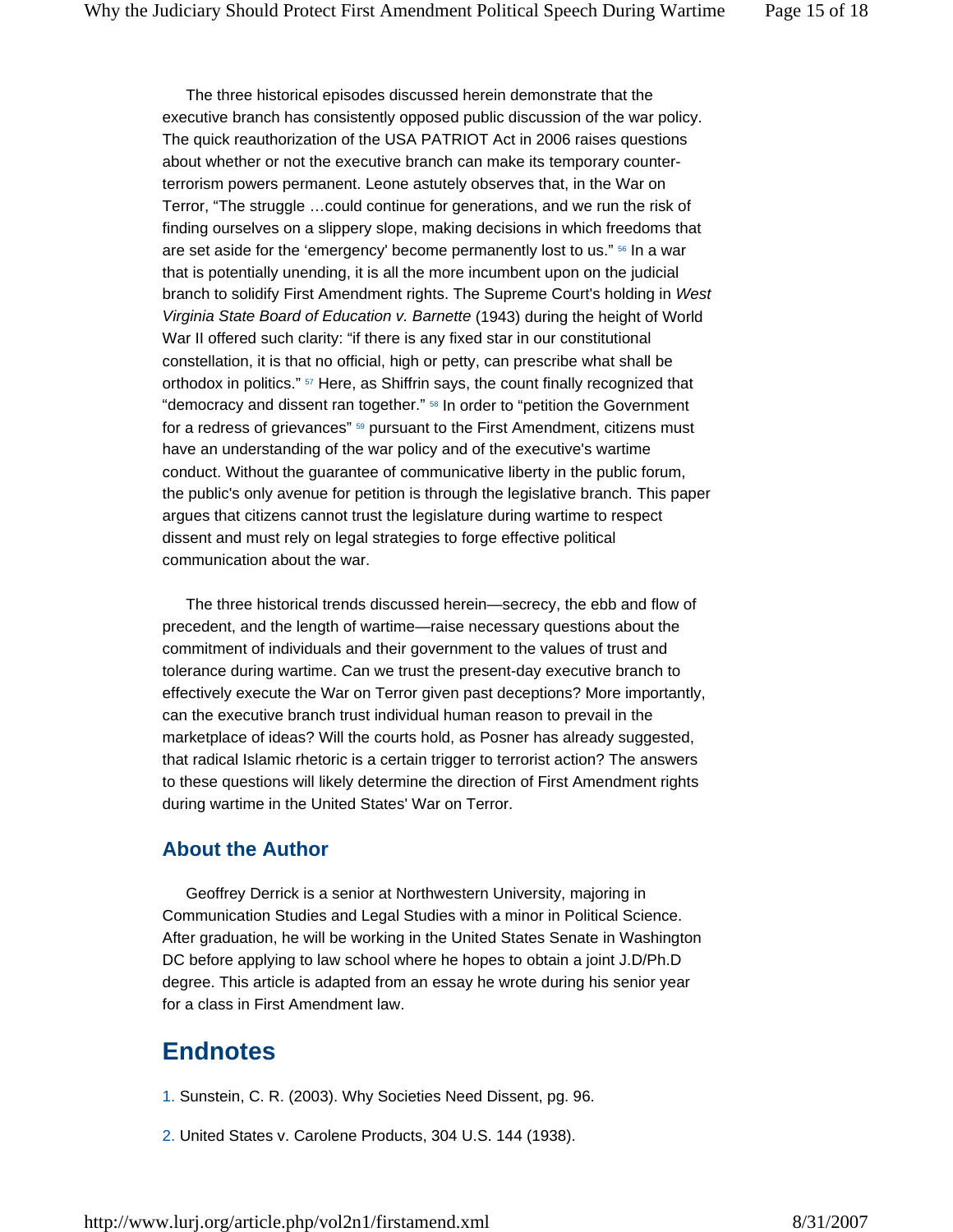The three historical episodes discussed herein demonstrate that the executive branch has consistently opposed public discussion of the war policy. The quick reauthorization of the USA PATRIOT Act in 2006 raises questions about whether or not the executive branch can make its temporary counter-terrorism powers permanent. Leone astutely observes that, in the War on Terror, "The struggle …could continue for generations, and we run the risk of finding ourselves on a slippery slope, making decisions in which freedoms that are set aside for the 'emergency' become permanently lost to us." [56] In a war that is potentially unending, it is all the more incumbent upon on the judicial branch to solidify First Amendment rights. The Supreme Court's holding in *West Virginia State Board of Education v. Barnette* (1943) during the height of World War II offered such clarity: "if there is any fixed star in our constitutional constellation, it is that no official, high or petty, can prescribe what shall be orthodox in politics." [57] Here, as Shiffrin says, the count finally recognized that "democracy and dissent ran together." [58] In order to "petition the Government for a redress of grievances" [59] pursuant to the First Amendment, citizens must have an understanding of the war policy and of the executive's wartime conduct. Without the guarantee of communicative liberty in the public forum, the public's only avenue for petition is through the legislative branch. This paper argues that citizens cannot trust the legislature during wartime to respect dissent and must rely on legal strategies to forge effective political communication about the war.

The three historical trends discussed herein—secrecy, the ebb and flow of precedent, and the length of wartime—raise necessary questions about the commitment of individuals and their government to the values of trust and tolerance during wartime. Can we trust the present-day executive branch to effectively execute the War on Terror given past deceptions? More importantly, can the executive branch trust individual human reason to prevail in the marketplace of ideas? Will the courts hold, as Posner has already suggested, that radical Islamic rhetoric is a certain trigger to terrorist action? The answers to these questions will likely determine the direction of First Amendment rights during wartime in the United States' War on Terror.

### About the Author

Geoffrey Derrick is a senior at Northwestern University, majoring in Communication Studies and Legal Studies with a minor in Political Science. After graduation, he will be working in the United States Senate in Washington DC before applying to law school where he hopes to obtain a joint J.D/Ph.D degree. This article is adapted from an essay he wrote during his senior year for a class in First Amendment law.

## Endnotes

1. Sunstein, C. R. (2003). Why Societies Need Dissent, pg. 96.

2. United States v. Carolene Products, 304 U.S. 144 (1938).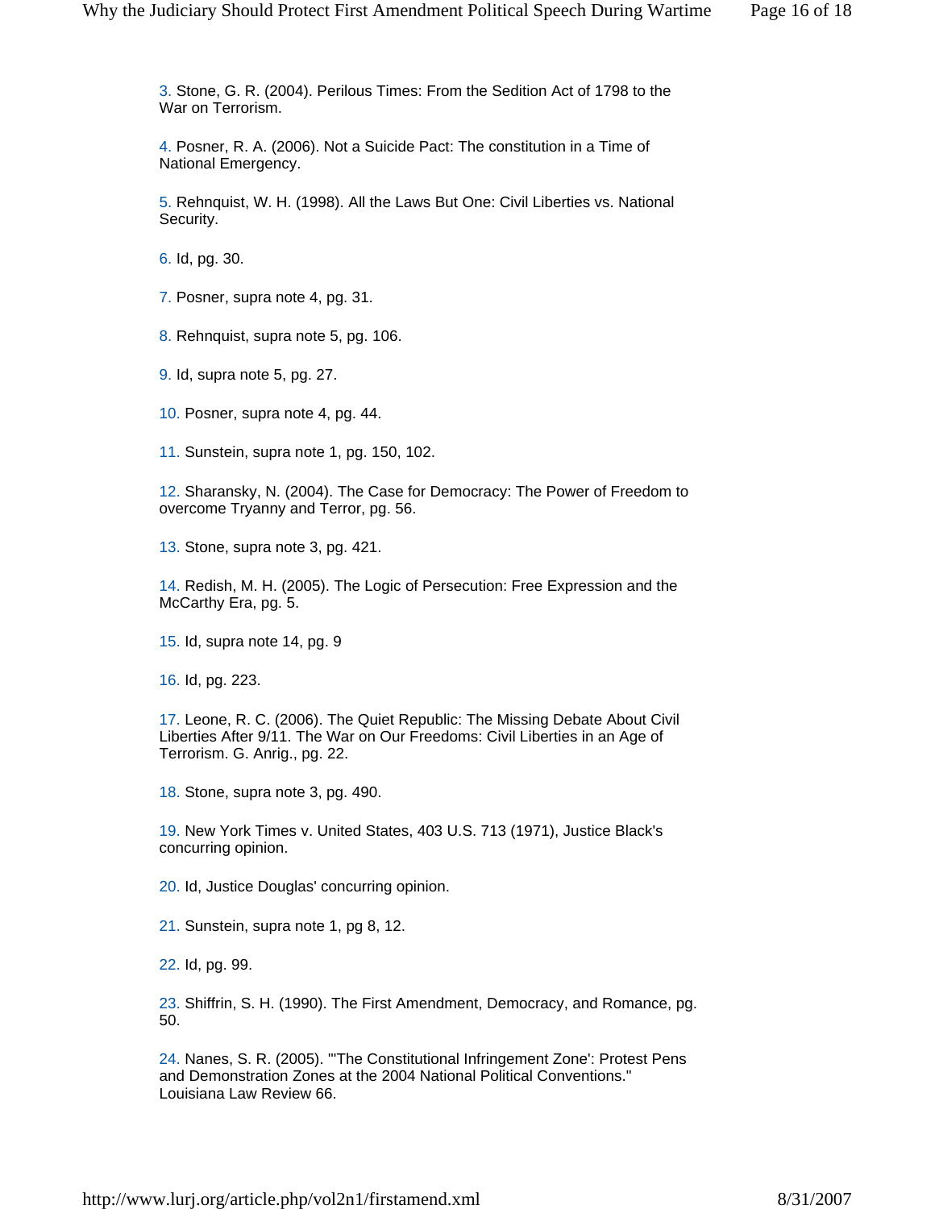3. Stone, G. R. (2004). Perilous Times: From the Sedition Act of 1798 to the War on Terrorism.

4. Posner, R. A. (2006). Not a Suicide Pact: The constitution in a Time of National Emergency.

5. Rehnquist, W. H. (1998). All the Laws But One: Civil Liberties vs. National Security.

6. Id, pg. 30.

7. Posner, supra note 4, pg. 31.

8. Rehnquist, supra note 5, pg. 106.

9. Id, supra note 5, pg. 27.

10. Posner, supra note 4, pg. 44.

11. Sunstein, supra note 1, pg. 150, 102.

12. Sharansky, N. (2004). The Case for Democracy: The Power of Freedom to overcome Tryanny and Terror, pg. 56.

13. Stone, supra note 3, pg. 421.

14. Redish, M. H. (2005). The Logic of Persecution: Free Expression and the McCarthy Era, pg. 5.

15. Id, supra note 14, pg. 9

16. Id, pg. 223.

17. Leone, R. C. (2006). The Quiet Republic: The Missing Debate About Civil Liberties After 9/11. The War on Our Freedoms: Civil Liberties in an Age of Terrorism. G. Anrig., pg. 22.

18. Stone, supra note 3, pg. 490.

19. New York Times v. United States, 403 U.S. 713 (1971), Justice Black's concurring opinion.

20. Id, Justice Douglas' concurring opinion.

21. Sunstein, supra note 1, pg 8, 12.

22. Id, pg. 99.

23. Shiffrin, S. H. (1990). The First Amendment, Democracy, and Romance, pg. 50.

24. Nanes, S. R. (2005). "'The Constitutional Infringement Zone': Protest Pens and Demonstration Zones at the 2004 National Political Conventions." Louisiana Law Review 66.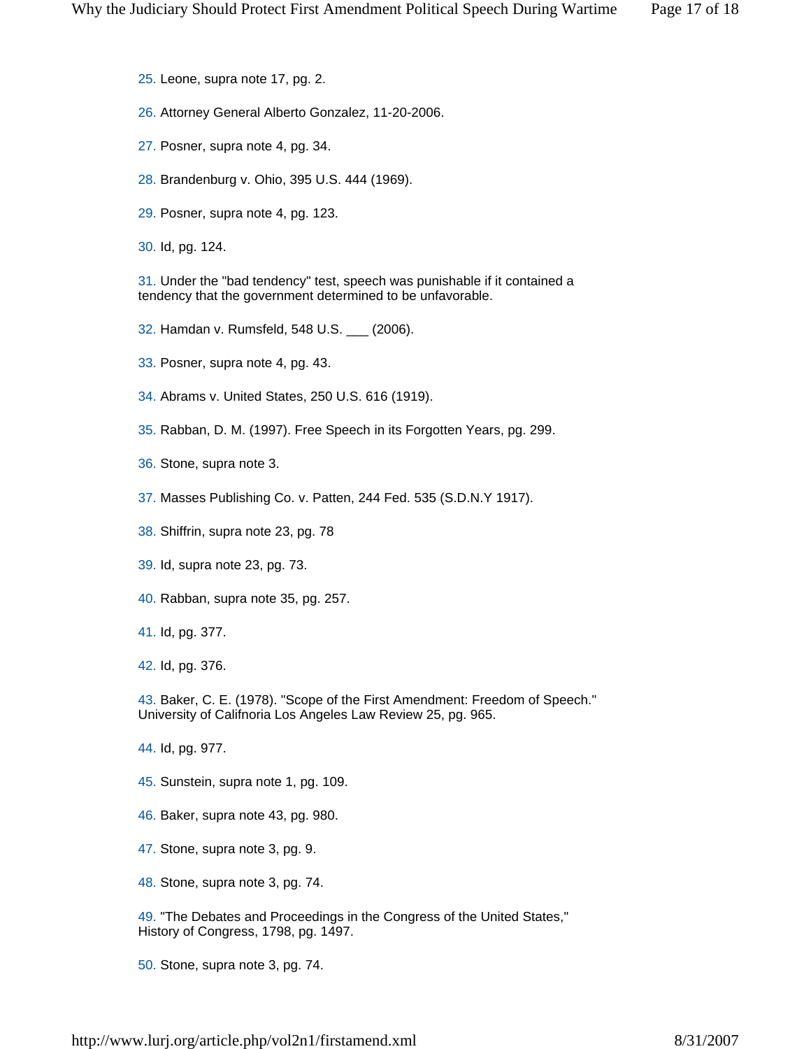25. Leone, supra note 17, pg. 2.

26. Attorney General Alberto Gonzalez, 11-20-2006.

27. Posner, supra note 4, pg. 34.

28. Brandenburg v. Ohio, 395 U.S. 444 (1969).

29. Posner, supra note 4, pg. 123.

30. Id, pg. 124.

31. Under the "bad tendency" test, speech was punishable if it contained a tendency that the government determined to be unfavorable.

32. Hamdan v. Rumsfeld, 548 U.S. ___ (2006).

33. Posner, supra note 4, pg. 43.

34. Abrams v. United States, 250 U.S. 616 (1919).

35. Rabban, D. M. (1997). Free Speech in its Forgotten Years, pg. 299.

36. Stone, supra note 3.

37. Masses Publishing Co. v. Patten, 244 Fed. 535 (S.D.N.Y 1917).

38. Shiffrin, supra note 23, pg. 78

39. Id, supra note 23, pg. 73.

40. Rabban, supra note 35, pg. 257.

41. Id, pg. 377.

42. Id, pg. 376.

43. Baker, C. E. (1978). "Scope of the First Amendment: Freedom of Speech." University of Califnoria Los Angeles Law Review 25, pg. 965.

44. Id, pg. 977.

45. Sunstein, supra note 1, pg. 109.

46. Baker, supra note 43, pg. 980.

47. Stone, supra note 3, pg. 9.

48. Stone, supra note 3, pg. 74.

49. "The Debates and Proceedings in the Congress of the United States," History of Congress, 1798, pg. 1497.

50. Stone, supra note 3, pg. 74.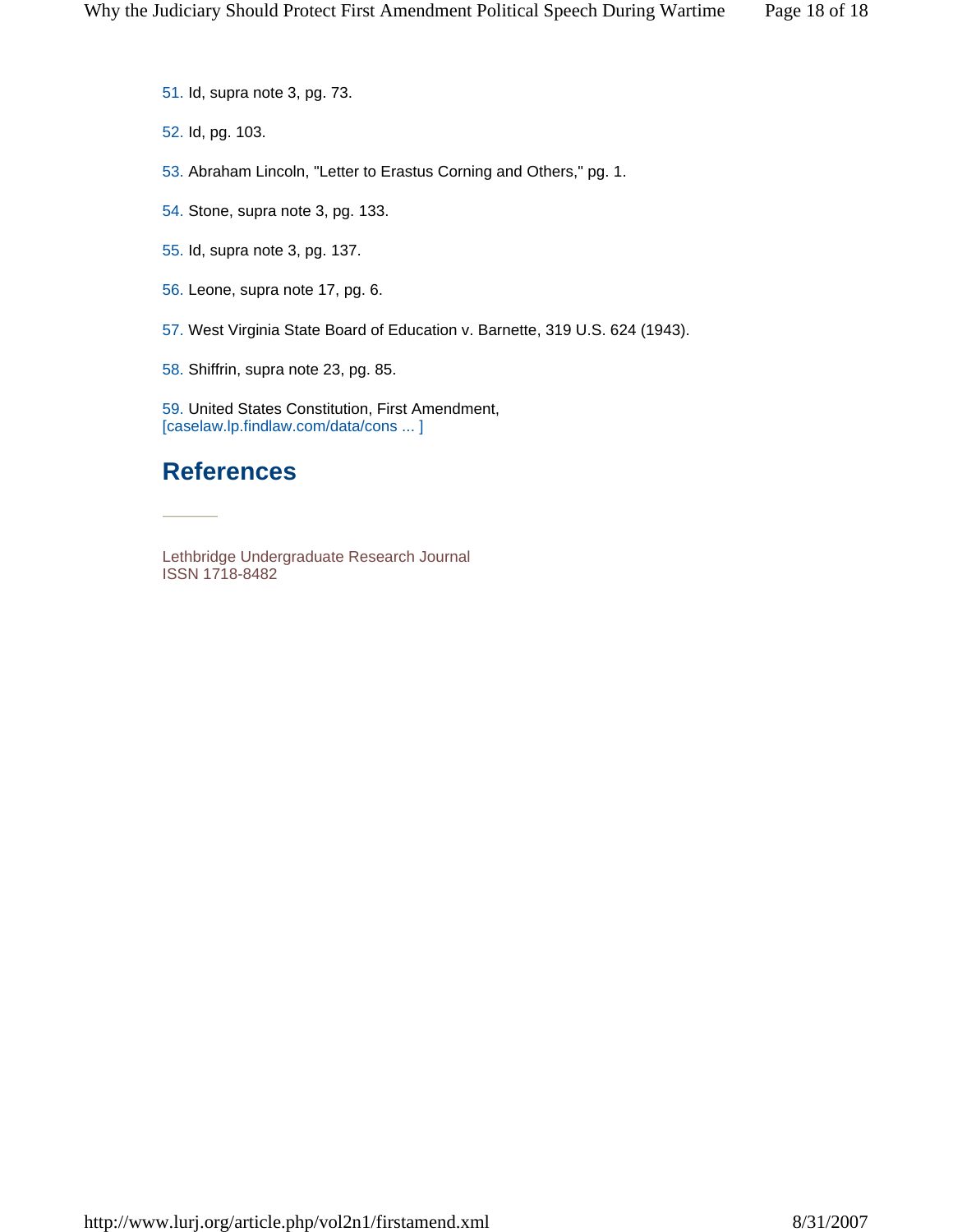51. Id, supra note 3, pg. 73.

52. Id, pg. 103.

53. Abraham Lincoln, "Letter to Erastus Corning and Others," pg. 1.

54. Stone, supra note 3, pg. 133.

55. Id, supra note 3, pg. 137.

56. Leone, supra note 17, pg. 6.

57. West Virginia State Board of Education v. Barnette, 319 U.S. 624 (1943).

58. Shiffrin, supra note 23, pg. 85.

59. United States Constitution, First Amendment, [caselaw.lp.findlaw.com/data/cons ... ]

## References

---

Lethbridge Undergraduate Research Journal
ISSN 1718-8482